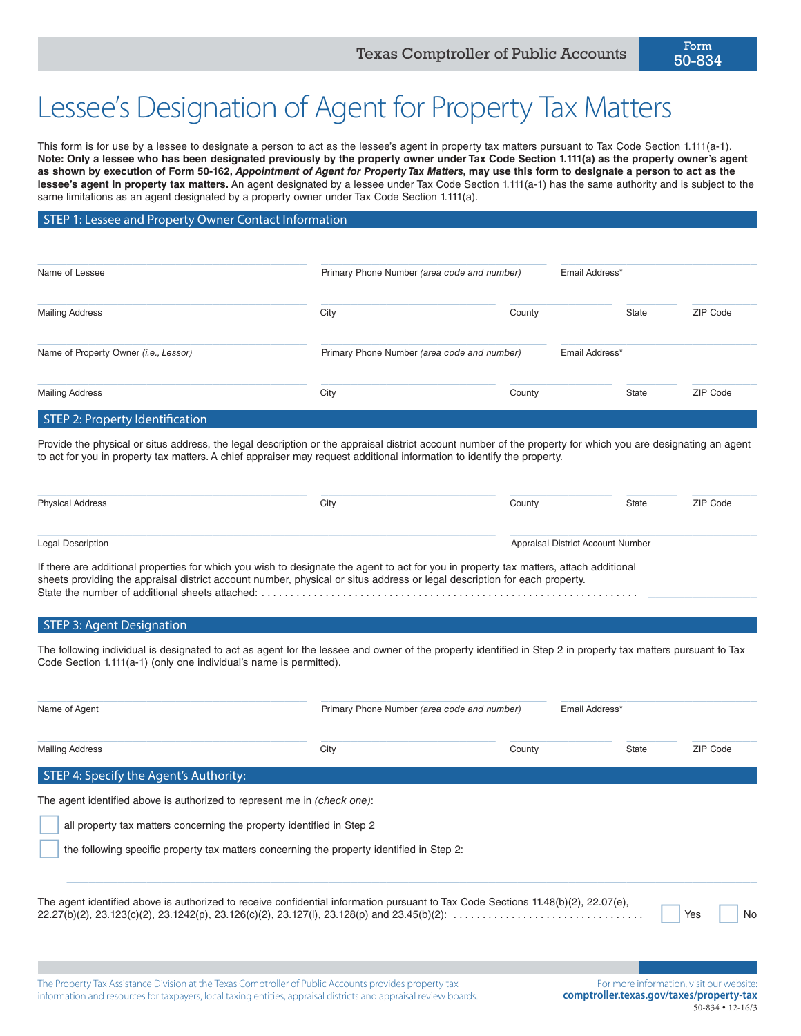Texas Comptroller of Public Accounts

Form 50-834

# Lessee's Designation of Agent for Property Tax Matters

This form is for use by a lessee to designate a person to act as the lessee's agent in property tax matters pursuant to Tax Code Section 1.111(a-1). **Note: Only a lessee who has been designated previously by the property owner under Tax Code Section 1.111(a) as the property owner's agent as shown by execution of Form 50-162, *Appointment of Agent for Property Tax Matters*, may use this form to designate a person to act as the lessee's agent in property tax matters.** An agent designated by a lessee under Tax Code Section 1.111(a-1) has the same authority and is subject to the same limitations as an agent designated by a property owner under Tax Code Section 1.111(a).

## STEP 1: Lessee and Property Owner Contact Information

Name of Lessee ______ Primary Phone Number *(area code and number)* ______ Email Address* ______

Mailing Address ______ City ______ County ______ State ______ ZIP Code ______

Name of Property Owner *(i.e., Lessor)* ______ Primary Phone Number *(area code and number)* ______ Email Address* ______

Mailing Address ______ City ______ County ______ State ______ ZIP Code ______

## STEP 2: Property Identification

Provide the physical or situs address, the legal description or the appraisal district account number of the property for which you are designating an agent to act for you in property tax matters. A chief appraiser may request additional information to identify the property.

Physical Address ______ City ______ County ______ State ______ ZIP Code ______

Legal Description ______ Appraisal District Account Number ______

If there are additional properties for which you wish to designate the agent to act for you in property tax matters, attach additional sheets providing the appraisal district account number, physical or situs address or legal description for each property.
State the number of additional sheets attached: . . . . . . . . . . . . . . . . . . . . . . . . . . . . . . . . . . . . . . . . . . . . . . . . . . . . . . . . . . . . . . . . . ______

## STEP 3: Agent Designation

The following individual is designated to act as agent for the lessee and owner of the property identified in Step 2 in property tax matters pursuant to Tax Code Section 1.111(a-1) (only one individual's name is permitted).

Name of Agent ______ Primary Phone Number *(area code and number)* ______ Email Address* ______

Mailing Address ______ City ______ County ______ State ______ ZIP Code ______

## STEP 4: Specify the Agent's Authority:

The agent identified above is authorized to represent me in *(check one)*:

☐ all property tax matters concerning the property identified in Step 2

☐ the following specific property tax matters concerning the property identified in Step 2:

______

The agent identified above is authorized to receive confidential information pursuant to Tax Code Sections 11.48(b)(2), 22.07(e), 22.27(b)(2), 23.123(c)(2), 23.1242(p), 23.126(c)(2), 23.127(l), 23.128(p) and 23.45(b)(2): . . . . . . . . . . . . . . . . . . . . . . . . . . . . . . . . . ☐ Yes ☐ No

The Property Tax Assistance Division at the Texas Comptroller of Public Accounts provides property tax information and resources for taxpayers, local taxing entities, appraisal districts and appraisal review boards.

For more information, visit our website: **comptroller.texas.gov/taxes/property-tax**

50-834 • 12-16/3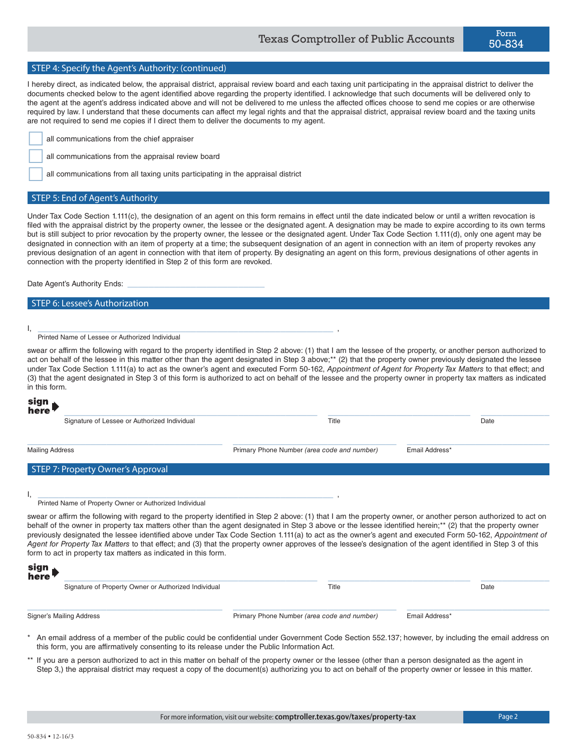## STEP 4: Specify the Agent's Authority: (continued)

I hereby direct, as indicated below, the appraisal district, appraisal review board and each taxing unit participating in the appraisal district to deliver the documents checked below to the agent identified above regarding the property identified. I acknowledge that such documents will be delivered only to the agent at the agent's address indicated above and will not be delivered to me unless the affected offices choose to send me copies or are otherwise required by law. I understand that these documents can affect my legal rights and that the appraisal district, appraisal review board and the taxing units are not required to send me copies if I direct them to deliver the documents to my agent.

- ☐ all communications from the chief appraiser
- ☐ all communications from the appraisal review board
- ☐ all communications from all taxing units participating in the appraisal district

## STEP 5: End of Agent's Authority

Under Tax Code Section 1.111(c), the designation of an agent on this form remains in effect until the date indicated below or until a written revocation is filed with the appraisal district by the property owner, the lessee or the designated agent. A designation may be made to expire according to its own terms but is still subject to prior revocation by the property owner, the lessee or the designated agent. Under Tax Code Section 1.111(d), only one agent may be designated in connection with an item of property at a time; the subsequent designation of an agent in connection with an item of property revokes any previous designation of an agent in connection with that item of property. By designating an agent on this form, previous designations of other agents in connection with the property identified in Step 2 of this form are revoked.

Date Agent's Authority Ends: ______________________________

## STEP 6: Lessee's Authorization

I, ________________________________________________________________ ,
Printed Name of Lessee or Authorized Individual

swear or affirm the following with regard to the property identified in Step 2 above: (1) that I am the lessee of the property, or another person authorized to act on behalf of the lessee in this matter other than the agent designated in Step 3 above;** (2) that the property owner previously designated the lessee under Tax Code Section 1.111(a) to act as the owner's agent and executed Form 50-162, *Appointment of Agent for Property Tax Matters* to that effect; and (3) that the agent designated in Step 3 of this form is authorized to act on behalf of the lessee and the property owner in property tax matters as indicated in this form.

**sign here** ➧

| Signature of Lessee or Authorized Individual | Title | Date |
|---|---|---|
| | | |

| Mailing Address | Primary Phone Number *(area code and number)* | Email Address* |
|---|---|---|
| | | |

## STEP 7: Property Owner's Approval

I, ________________________________________________________________ ,
Printed Name of Property Owner or Authorized Individual

swear or affirm the following with regard to the property identified in Step 2 above: (1) that I am the property owner, or another person authorized to act on behalf of the owner in property tax matters other than the agent designated in Step 3 above or the lessee identified herein;** (2) that the property owner previously designated the lessee identified above under Tax Code Section 1.111(a) to act as the owner's agent and executed Form 50-162, *Appointment of Agent for Property Tax Matters* to that effect; and (3) that the property owner approves of the lessee's designation of the agent identified in Step 3 of this form to act in property tax matters as indicated in this form.

**sign here** ➧

| Signature of Property Owner or Authorized Individual | Title | Date |
|---|---|---|
| | | |

| Signer's Mailing Address | Primary Phone Number *(area code and number)* | Email Address* |
|---|---|---|
| | | |

\* An email address of a member of the public could be confidential under Government Code Section 552.137; however, by including the email address on this form, you are affirmatively consenting to its release under the Public Information Act.

\*\* If you are a person authorized to act in this matter on behalf of the property owner or the lessee (other than a person designated as the agent in Step 3,) the appraisal district may request a copy of the document(s) authorizing you to act on behalf of the property owner or lessee in this matter.

For more information, visit our website: **comptroller.texas.gov/taxes/property-tax**

50-834 • 12-16/3